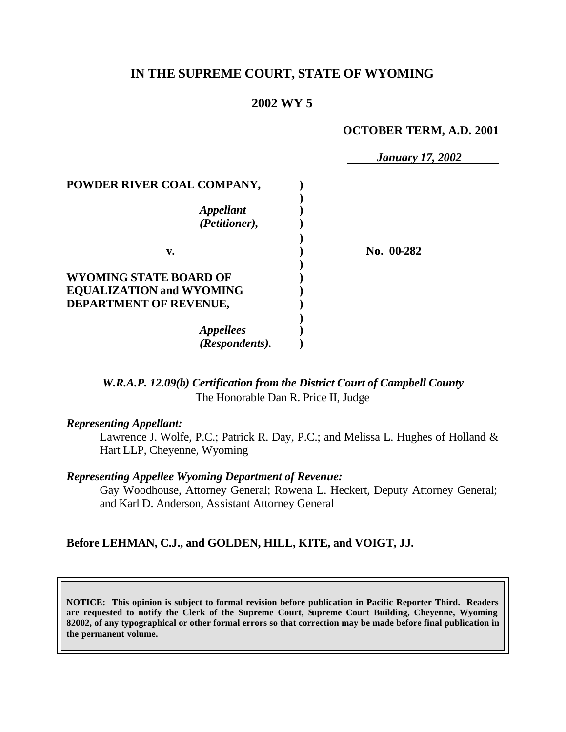# IN THE SUPREME COURT, STATE OF WYOMING

## 2002 WY 5

**OCTOBER TERM, A.D. 2001**

*January 17, 2002*

**POWDER RIVER COAL COMPANY,**

*Appellant (Petitioner),*

**v.**

**No. 00-282**

**WYOMING STATE BOARD OF EQUALIZATION and WYOMING DEPARTMENT OF REVENUE,**

*Appellees (Respondents).*

*W.R.A.P. 12.09(b) Certification from the District Court of Campbell County*
The Honorable Dan R. Price II, Judge

*Representing Appellant:*

Lawrence J. Wolfe, P.C.; Patrick R. Day, P.C.; and Melissa L. Hughes of Holland & Hart LLP, Cheyenne, Wyoming

*Representing Appellee Wyoming Department of Revenue:*

Gay Woodhouse, Attorney General; Rowena L. Heckert, Deputy Attorney General; and Karl D. Anderson, Assistant Attorney General

**Before LEHMAN, C.J., and GOLDEN, HILL, KITE, and VOIGT, JJ.**

**NOTICE: This opinion is subject to formal revision before publication in Pacific Reporter Third. Readers are requested to notify the Clerk of the Supreme Court, Supreme Court Building, Cheyenne, Wyoming 82002, of any typographical or other formal errors so that correction may be made before final publication in the permanent volume.**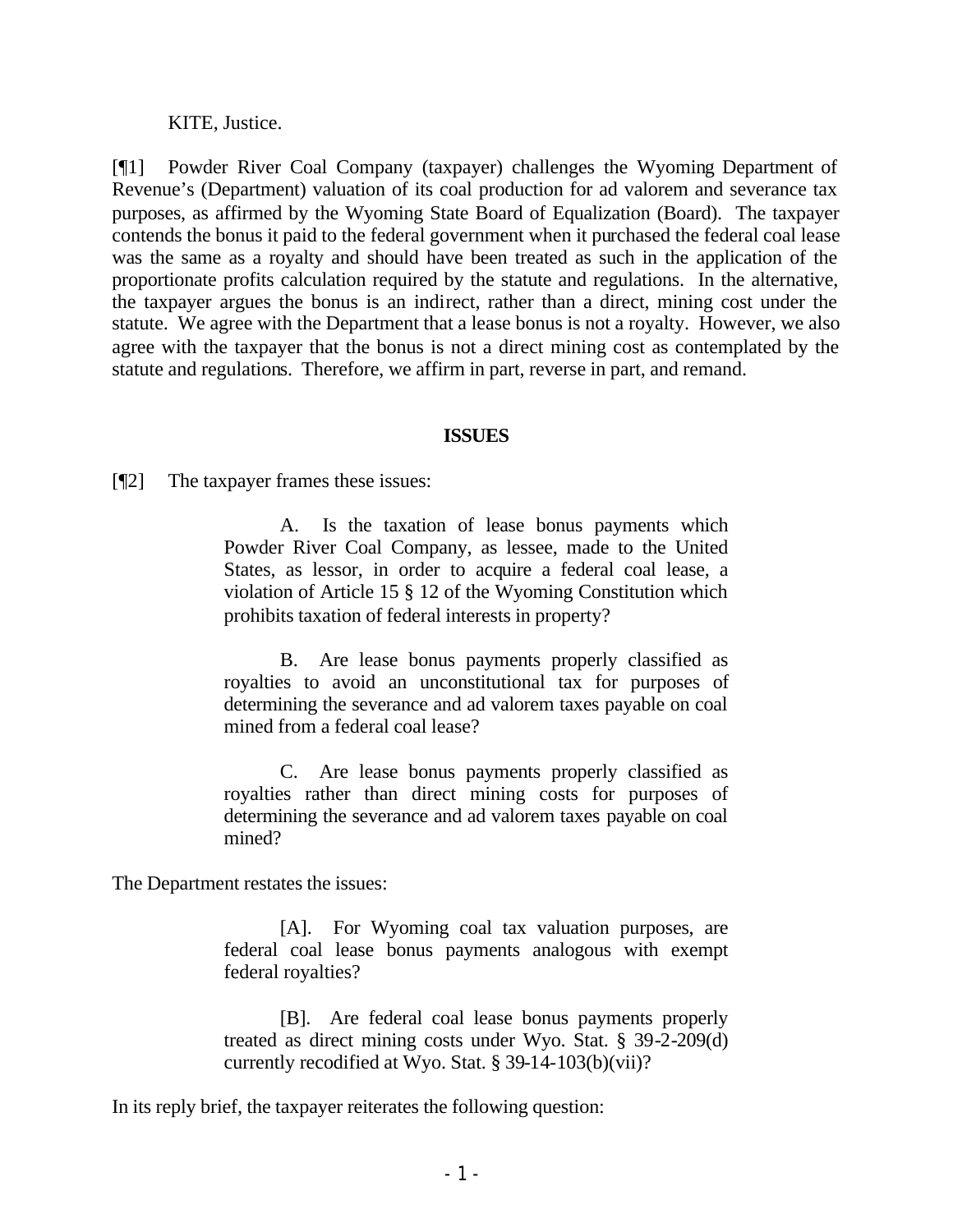KITE, Justice.

[¶1] Powder River Coal Company (taxpayer) challenges the Wyoming Department of Revenue's (Department) valuation of its coal production for ad valorem and severance tax purposes, as affirmed by the Wyoming State Board of Equalization (Board). The taxpayer contends the bonus it paid to the federal government when it purchased the federal coal lease was the same as a royalty and should have been treated as such in the application of the proportionate profits calculation required by the statute and regulations. In the alternative, the taxpayer argues the bonus is an indirect, rather than a direct, mining cost under the statute. We agree with the Department that a lease bonus is not a royalty. However, we also agree with the taxpayer that the bonus is not a direct mining cost as contemplated by the statute and regulations. Therefore, we affirm in part, reverse in part, and remand.

**ISSUES**

[¶2] The taxpayer frames these issues:

> A. Is the taxation of lease bonus payments which Powder River Coal Company, as lessee, made to the United States, as lessor, in order to acquire a federal coal lease, a violation of Article 15 § 12 of the Wyoming Constitution which prohibits taxation of federal interests in property?
>
> B. Are lease bonus payments properly classified as royalties to avoid an unconstitutional tax for purposes of determining the severance and ad valorem taxes payable on coal mined from a federal coal lease?
>
> C. Are lease bonus payments properly classified as royalties rather than direct mining costs for purposes of determining the severance and ad valorem taxes payable on coal mined?

The Department restates the issues:

> [A]. For Wyoming coal tax valuation purposes, are federal coal lease bonus payments analogous with exempt federal royalties?
>
> [B]. Are federal coal lease bonus payments properly treated as direct mining costs under Wyo. Stat. § 39-2-209(d) currently recodified at Wyo. Stat. § 39-14-103(b)(vii)?

In its reply brief, the taxpayer reiterates the following question: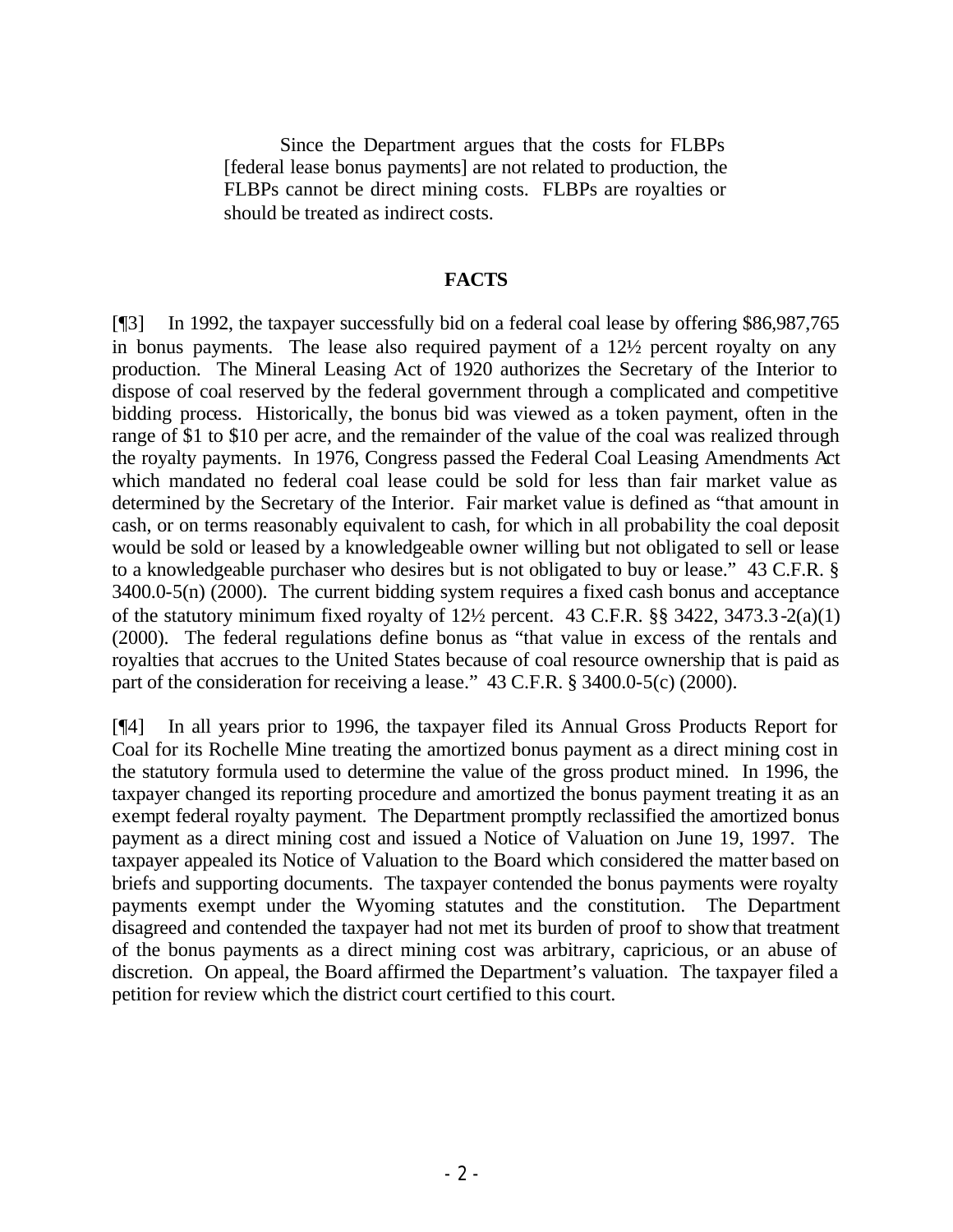> Since the Department argues that the costs for FLBPs [federal lease bonus payments] are not related to production, the FLBPs cannot be direct mining costs. FLBPs are royalties or should be treated as indirect costs.

## FACTS

[¶3] In 1992, the taxpayer successfully bid on a federal coal lease by offering $86,987,765 in bonus payments. The lease also required payment of a 12½ percent royalty on any production. The Mineral Leasing Act of 1920 authorizes the Secretary of the Interior to dispose of coal reserved by the federal government through a complicated and competitive bidding process. Historically, the bonus bid was viewed as a token payment, often in the range of $1 to $10 per acre, and the remainder of the value of the coal was realized through the royalty payments. In 1976, Congress passed the Federal Coal Leasing Amendments Act which mandated no federal coal lease could be sold for less than fair market value as determined by the Secretary of the Interior. Fair market value is defined as "that amount in cash, or on terms reasonably equivalent to cash, for which in all probability the coal deposit would be sold or leased by a knowledgeable owner willing but not obligated to sell or lease to a knowledgeable purchaser who desires but is not obligated to buy or lease." 43 C.F.R. § 3400.0-5(n) (2000). The current bidding system requires a fixed cash bonus and acceptance of the statutory minimum fixed royalty of 12½ percent. 43 C.F.R. §§ 3422, 3473.3-2(a)(1) (2000). The federal regulations define bonus as "that value in excess of the rentals and royalties that accrues to the United States because of coal resource ownership that is paid as part of the consideration for receiving a lease." 43 C.F.R. § 3400.0-5(c) (2000).

[¶4] In all years prior to 1996, the taxpayer filed its Annual Gross Products Report for Coal for its Rochelle Mine treating the amortized bonus payment as a direct mining cost in the statutory formula used to determine the value of the gross product mined. In 1996, the taxpayer changed its reporting procedure and amortized the bonus payment treating it as an exempt federal royalty payment. The Department promptly reclassified the amortized bonus payment as a direct mining cost and issued a Notice of Valuation on June 19, 1997. The taxpayer appealed its Notice of Valuation to the Board which considered the matter based on briefs and supporting documents. The taxpayer contended the bonus payments were royalty payments exempt under the Wyoming statutes and the constitution. The Department disagreed and contended the taxpayer had not met its burden of proof to show that treatment of the bonus payments as a direct mining cost was arbitrary, capricious, or an abuse of discretion. On appeal, the Board affirmed the Department's valuation. The taxpayer filed a petition for review which the district court certified to this court.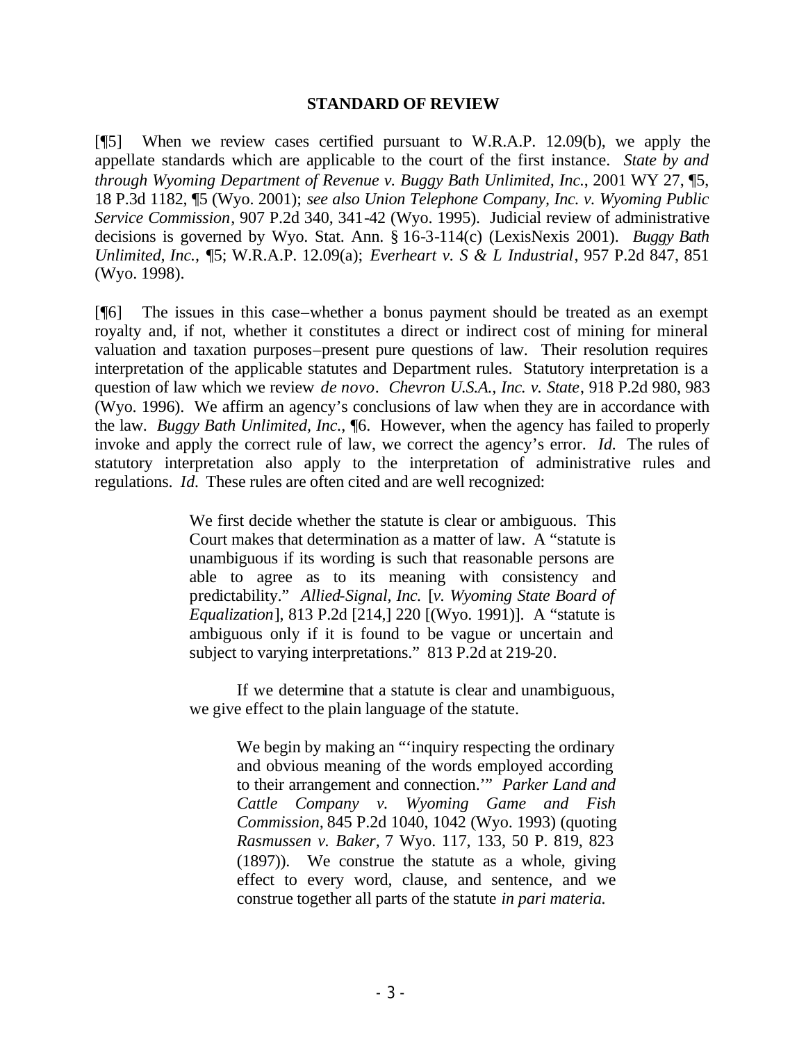## STANDARD OF REVIEW

[¶5] When we review cases certified pursuant to W.R.A.P. 12.09(b), we apply the appellate standards which are applicable to the court of the first instance. *State by and through Wyoming Department of Revenue v. Buggy Bath Unlimited, Inc.*, 2001 WY 27, ¶5, 18 P.3d 1182, ¶5 (Wyo. 2001); *see also Union Telephone Company, Inc. v. Wyoming Public Service Commission*, 907 P.2d 340, 341-42 (Wyo. 1995). Judicial review of administrative decisions is governed by Wyo. Stat. Ann. § 16-3-114(c) (LexisNexis 2001). *Buggy Bath Unlimited, Inc.*, ¶5; W.R.A.P. 12.09(a); *Everheart v. S & L Industrial*, 957 P.2d 847, 851 (Wyo. 1998).

[¶6] The issues in this case–whether a bonus payment should be treated as an exempt royalty and, if not, whether it constitutes a direct or indirect cost of mining for mineral valuation and taxation purposes–present pure questions of law. Their resolution requires interpretation of the applicable statutes and Department rules. Statutory interpretation is a question of law which we review *de novo*. *Chevron U.S.A., Inc. v. State*, 918 P.2d 980, 983 (Wyo. 1996). We affirm an agency's conclusions of law when they are in accordance with the law. *Buggy Bath Unlimited, Inc.*, ¶6. However, when the agency has failed to properly invoke and apply the correct rule of law, we correct the agency's error. *Id.* The rules of statutory interpretation also apply to the interpretation of administrative rules and regulations. *Id.* These rules are often cited and are well recognized:

> We first decide whether the statute is clear or ambiguous. This Court makes that determination as a matter of law. A "statute is unambiguous if its wording is such that reasonable persons are able to agree as to its meaning with consistency and predictability." *Allied-Signal, Inc.* [*v. Wyoming State Board of Equalization*], 813 P.2d [214,] 220 [(Wyo. 1991)]. A "statute is ambiguous only if it is found to be vague or uncertain and subject to varying interpretations." 813 P.2d at 219-20.
>
> If we determine that a statute is clear and unambiguous, we give effect to the plain language of the statute.
>
>> We begin by making an "'inquiry respecting the ordinary and obvious meaning of the words employed according to their arrangement and connection.'" *Parker Land and Cattle Company v. Wyoming Game and Fish Commission*, 845 P.2d 1040, 1042 (Wyo. 1993) (quoting *Rasmussen v. Baker*, 7 Wyo. 117, 133, 50 P. 819, 823 (1897)). We construe the statute as a whole, giving effect to every word, clause, and sentence, and we construe together all parts of the statute *in pari materia*.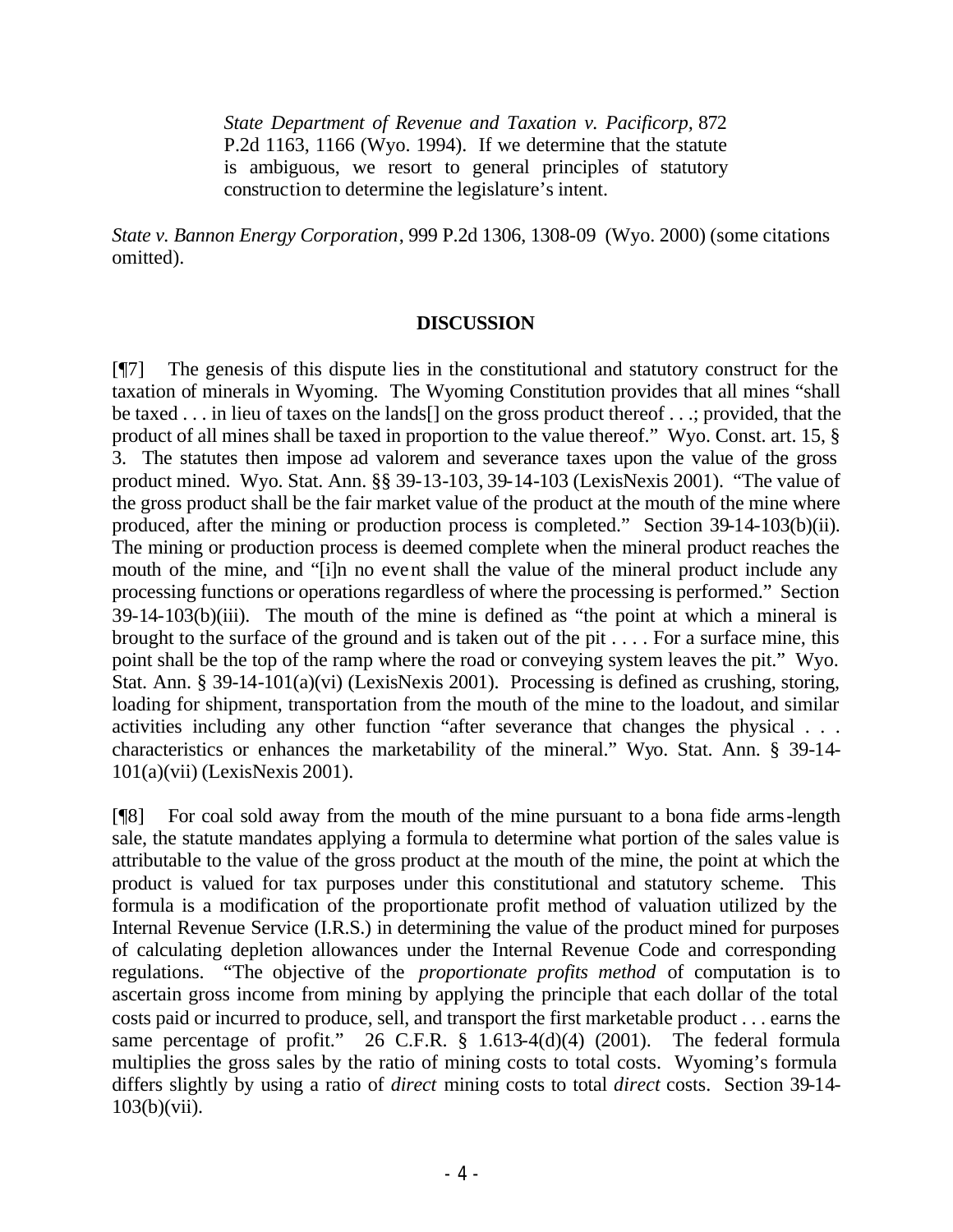> *State Department of Revenue and Taxation v. Pacificorp*, 872 P.2d 1163, 1166 (Wyo. 1994). If we determine that the statute is ambiguous, we resort to general principles of statutory construction to determine the legislature's intent.

*State v. Bannon Energy Corporation*, 999 P.2d 1306, 1308-09 (Wyo. 2000) (some citations omitted).

## DISCUSSION

[¶7] The genesis of this dispute lies in the constitutional and statutory construct for the taxation of minerals in Wyoming. The Wyoming Constitution provides that all mines "shall be taxed . . . in lieu of taxes on the lands[] on the gross product thereof . . .; provided, that the product of all mines shall be taxed in proportion to the value thereof." Wyo. Const. art. 15, § 3. The statutes then impose ad valorem and severance taxes upon the value of the gross product mined. Wyo. Stat. Ann. §§ 39-13-103, 39-14-103 (LexisNexis 2001). "The value of the gross product shall be the fair market value of the product at the mouth of the mine where produced, after the mining or production process is completed." Section 39-14-103(b)(ii). The mining or production process is deemed complete when the mineral product reaches the mouth of the mine, and "[i]n no event shall the value of the mineral product include any processing functions or operations regardless of where the processing is performed." Section 39-14-103(b)(iii). The mouth of the mine is defined as "the point at which a mineral is brought to the surface of the ground and is taken out of the pit . . . . For a surface mine, this point shall be the top of the ramp where the road or conveying system leaves the pit." Wyo. Stat. Ann. § 39-14-101(a)(vi) (LexisNexis 2001). Processing is defined as crushing, storing, loading for shipment, transportation from the mouth of the mine to the loadout, and similar activities including any other function "after severance that changes the physical . . . characteristics or enhances the marketability of the mineral." Wyo. Stat. Ann. § 39-14-101(a)(vii) (LexisNexis 2001).

[¶8] For coal sold away from the mouth of the mine pursuant to a bona fide arms-length sale, the statute mandates applying a formula to determine what portion of the sales value is attributable to the value of the gross product at the mouth of the mine, the point at which the product is valued for tax purposes under this constitutional and statutory scheme. This formula is a modification of the proportionate profit method of valuation utilized by the Internal Revenue Service (I.R.S.) in determining the value of the product mined for purposes of calculating depletion allowances under the Internal Revenue Code and corresponding regulations. "The objective of the *proportionate profits method* of computation is to ascertain gross income from mining by applying the principle that each dollar of the total costs paid or incurred to produce, sell, and transport the first marketable product . . . earns the same percentage of profit." 26 C.F.R. § 1.613-4(d)(4) (2001). The federal formula multiplies the gross sales by the ratio of mining costs to total costs. Wyoming's formula differs slightly by using a ratio of *direct* mining costs to total *direct* costs. Section 39-14-103(b)(vii).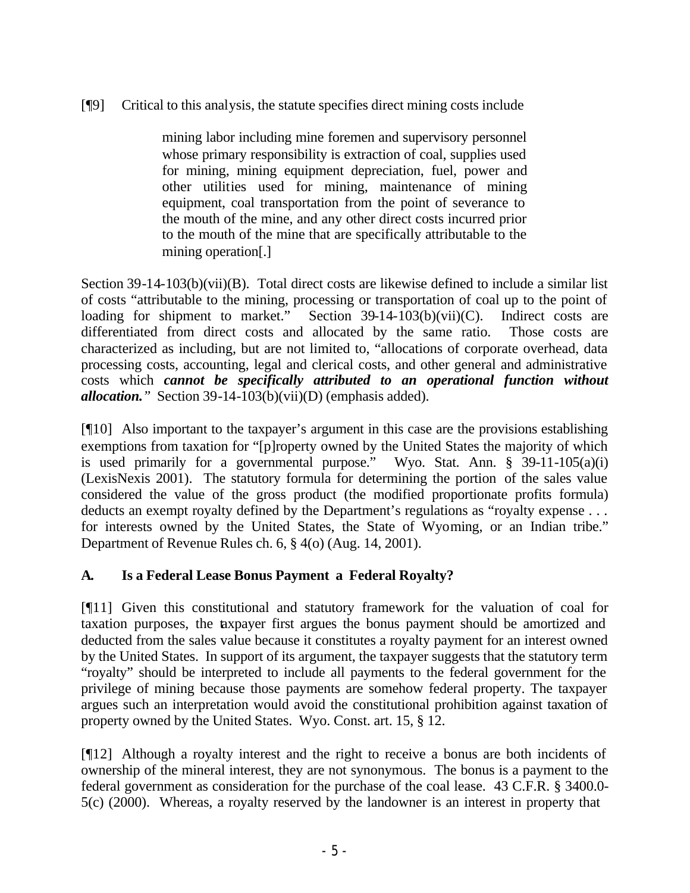[¶9] Critical to this analysis, the statute specifies direct mining costs include

> mining labor including mine foremen and supervisory personnel whose primary responsibility is extraction of coal, supplies used for mining, mining equipment depreciation, fuel, power and other utilities used for mining, maintenance of mining equipment, coal transportation from the point of severance to the mouth of the mine, and any other direct costs incurred prior to the mouth of the mine that are specifically attributable to the mining operation[.]

Section 39-14-103(b)(vii)(B). Total direct costs are likewise defined to include a similar list of costs "attributable to the mining, processing or transportation of coal up to the point of loading for shipment to market." Section 39-14-103(b)(vii)(C). Indirect costs are differentiated from direct costs and allocated by the same ratio. Those costs are characterized as including, but are not limited to, "allocations of corporate overhead, data processing costs, accounting, legal and clerical costs, and other general and administrative costs which ***cannot be specifically attributed to an operational function without allocation.***" Section 39-14-103(b)(vii)(D) (emphasis added).

[¶10] Also important to the taxpayer's argument in this case are the provisions establishing exemptions from taxation for "[p]roperty owned by the United States the majority of which is used primarily for a governmental purpose." Wyo. Stat. Ann. § 39-11-105(a)(i) (LexisNexis 2001). The statutory formula for determining the portion of the sales value considered the value of the gross product (the modified proportionate profits formula) deducts an exempt royalty defined by the Department's regulations as "royalty expense . . . for interests owned by the United States, the State of Wyoming, or an Indian tribe." Department of Revenue Rules ch. 6, § 4(o) (Aug. 14, 2001).

### A. Is a Federal Lease Bonus Payment a Federal Royalty?

[¶11] Given this constitutional and statutory framework for the valuation of coal for taxation purposes, the taxpayer first argues the bonus payment should be amortized and deducted from the sales value because it constitutes a royalty payment for an interest owned by the United States. In support of its argument, the taxpayer suggests that the statutory term "royalty" should be interpreted to include all payments to the federal government for the privilege of mining because those payments are somehow federal property. The taxpayer argues such an interpretation would avoid the constitutional prohibition against taxation of property owned by the United States. Wyo. Const. art. 15, § 12.

[¶12] Although a royalty interest and the right to receive a bonus are both incidents of ownership of the mineral interest, they are not synonymous. The bonus is a payment to the federal government as consideration for the purchase of the coal lease. 43 C.F.R. § 3400.0-5(c) (2000). Whereas, a royalty reserved by the landowner is an interest in property that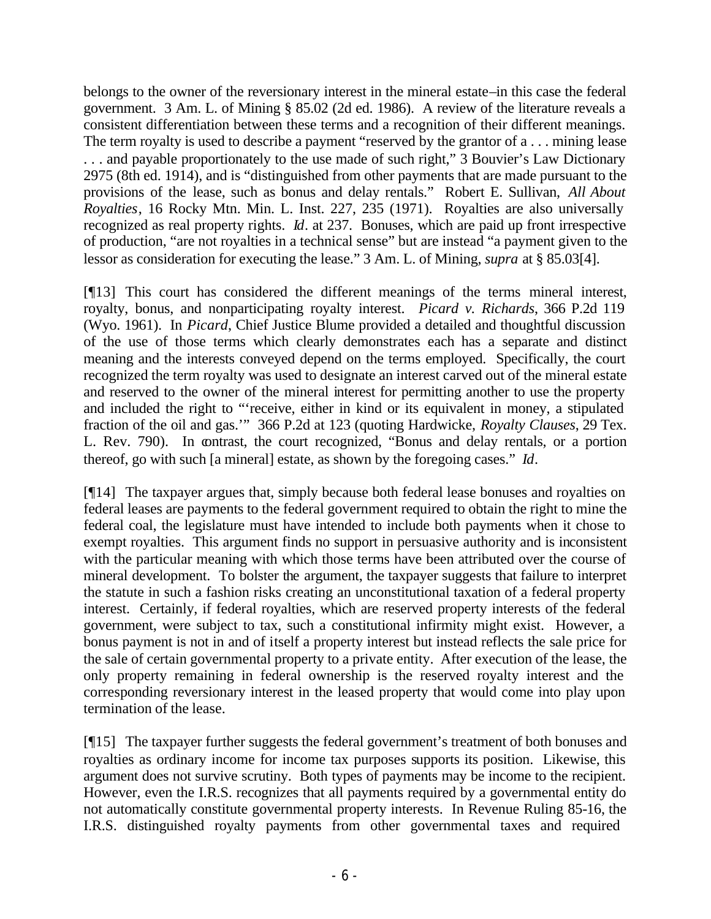belongs to the owner of the reversionary interest in the mineral estate–in this case the federal government. 3 Am. L. of Mining § 85.02 (2d ed. 1986). A review of the literature reveals a consistent differentiation between these terms and a recognition of their different meanings. The term royalty is used to describe a payment "reserved by the grantor of a . . . mining lease . . . and payable proportionately to the use made of such right," 3 Bouvier's Law Dictionary 2975 (8th ed. 1914), and is "distinguished from other payments that are made pursuant to the provisions of the lease, such as bonus and delay rentals." Robert E. Sullivan, *All About Royalties*, 16 Rocky Mtn. Min. L. Inst. 227, 235 (1971). Royalties are also universally recognized as real property rights. *Id*. at 237. Bonuses, which are paid up front irrespective of production, "are not royalties in a technical sense" but are instead "a payment given to the lessor as consideration for executing the lease." 3 Am. L. of Mining, *supra* at § 85.03[4].

[¶13] This court has considered the different meanings of the terms mineral interest, royalty, bonus, and nonparticipating royalty interest. *Picard v. Richards*, 366 P.2d 119 (Wyo. 1961). In *Picard*, Chief Justice Blume provided a detailed and thoughtful discussion of the use of those terms which clearly demonstrates each has a separate and distinct meaning and the interests conveyed depend on the terms employed. Specifically, the court recognized the term royalty was used to designate an interest carved out of the mineral estate and reserved to the owner of the mineral interest for permitting another to use the property and included the right to "'receive, either in kind or its equivalent in money, a stipulated fraction of the oil and gas.'" 366 P.2d at 123 (quoting Hardwicke, *Royalty Clauses*, 29 Tex. L. Rev. 790). In contrast, the court recognized, "Bonus and delay rentals, or a portion thereof, go with such [a mineral] estate, as shown by the foregoing cases." *Id*.

[¶14] The taxpayer argues that, simply because both federal lease bonuses and royalties on federal leases are payments to the federal government required to obtain the right to mine the federal coal, the legislature must have intended to include both payments when it chose to exempt royalties. This argument finds no support in persuasive authority and is inconsistent with the particular meaning with which those terms have been attributed over the course of mineral development. To bolster the argument, the taxpayer suggests that failure to interpret the statute in such a fashion risks creating an unconstitutional taxation of a federal property interest. Certainly, if federal royalties, which are reserved property interests of the federal government, were subject to tax, such a constitutional infirmity might exist. However, a bonus payment is not in and of itself a property interest but instead reflects the sale price for the sale of certain governmental property to a private entity. After execution of the lease, the only property remaining in federal ownership is the reserved royalty interest and the corresponding reversionary interest in the leased property that would come into play upon termination of the lease.

[¶15] The taxpayer further suggests the federal government's treatment of both bonuses and royalties as ordinary income for income tax purposes supports its position. Likewise, this argument does not survive scrutiny. Both types of payments may be income to the recipient. However, even the I.R.S. recognizes that all payments required by a governmental entity do not automatically constitute governmental property interests. In Revenue Ruling 85-16, the I.R.S. distinguished royalty payments from other governmental taxes and required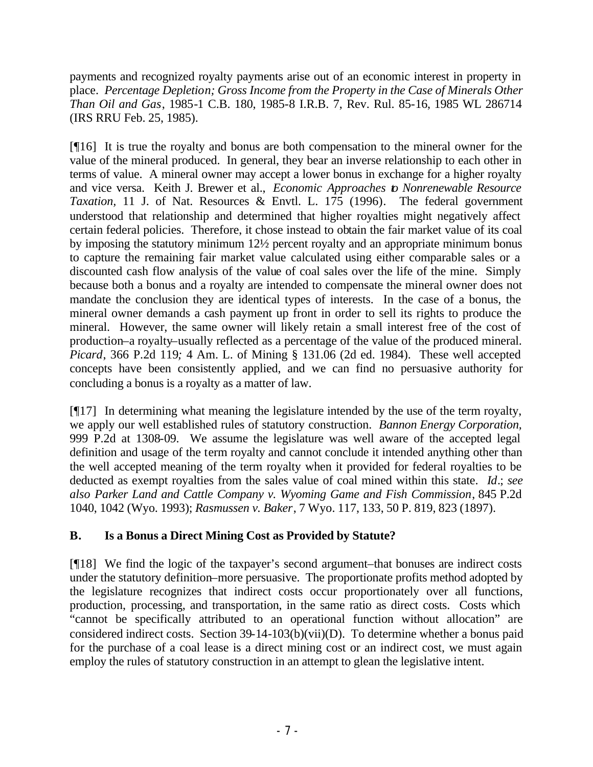payments and recognized royalty payments arise out of an economic interest in property in place. *Percentage Depletion; Gross Income from the Property in the Case of Minerals Other Than Oil and Gas*, 1985-1 C.B. 180, 1985-8 I.R.B. 7, Rev. Rul. 85-16, 1985 WL 286714 (IRS RRU Feb. 25, 1985).

[¶16] It is true the royalty and bonus are both compensation to the mineral owner for the value of the mineral produced. In general, they bear an inverse relationship to each other in terms of value. A mineral owner may accept a lower bonus in exchange for a higher royalty and vice versa. Keith J. Brewer et al., *Economic Approaches to Nonrenewable Resource Taxation,* 11 J. of Nat. Resources & Envtl. L. 175 (1996). The federal government understood that relationship and determined that higher royalties might negatively affect certain federal policies. Therefore, it chose instead to obtain the fair market value of its coal by imposing the statutory minimum 12½ percent royalty and an appropriate minimum bonus to capture the remaining fair market value calculated using either comparable sales or a discounted cash flow analysis of the value of coal sales over the life of the mine. Simply because both a bonus and a royalty are intended to compensate the mineral owner does not mandate the conclusion they are identical types of interests. In the case of a bonus, the mineral owner demands a cash payment up front in order to sell its rights to produce the mineral. However, the same owner will likely retain a small interest free of the cost of production–a royalty–usually reflected as a percentage of the value of the produced mineral. *Picard*, 366 P.2d 119*;* 4 Am. L. of Mining § 131.06 (2d ed. 1984). These well accepted concepts have been consistently applied, and we can find no persuasive authority for concluding a bonus is a royalty as a matter of law.

[¶17] In determining what meaning the legislature intended by the use of the term royalty, we apply our well established rules of statutory construction. *Bannon Energy Corporation,* 999 P.2d at 1308-09. We assume the legislature was well aware of the accepted legal definition and usage of the term royalty and cannot conclude it intended anything other than the well accepted meaning of the term royalty when it provided for federal royalties to be deducted as exempt royalties from the sales value of coal mined within this state. *Id*.; *see also Parker Land and Cattle Company v. Wyoming Game and Fish Commission*, 845 P.2d 1040, 1042 (Wyo. 1993); *Rasmussen v. Baker*, 7 Wyo. 117, 133, 50 P. 819, 823 (1897).

## B. Is a Bonus a Direct Mining Cost as Provided by Statute?

[¶18] We find the logic of the taxpayer's second argument–that bonuses are indirect costs under the statutory definition–more persuasive. The proportionate profits method adopted by the legislature recognizes that indirect costs occur proportionately over all functions, production, processing, and transportation, in the same ratio as direct costs. Costs which "cannot be specifically attributed to an operational function without allocation" are considered indirect costs. Section 39-14-103(b)(vii)(D). To determine whether a bonus paid for the purchase of a coal lease is a direct mining cost or an indirect cost, we must again employ the rules of statutory construction in an attempt to glean the legislative intent.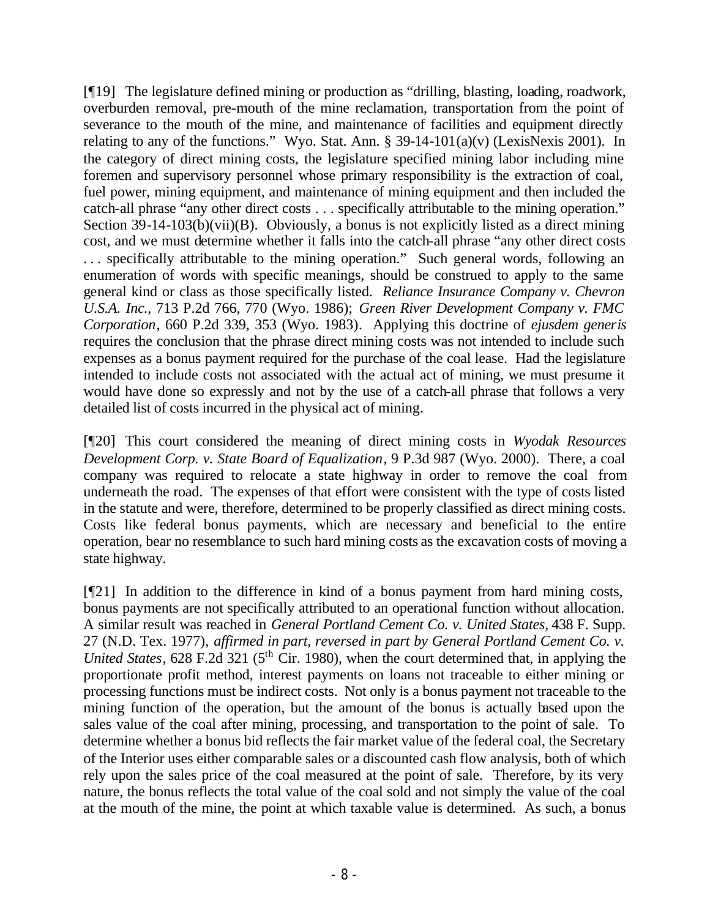[¶19] The legislature defined mining or production as "drilling, blasting, loading, roadwork, overburden removal, pre-mouth of the mine reclamation, transportation from the point of severance to the mouth of the mine, and maintenance of facilities and equipment directly relating to any of the functions." Wyo. Stat. Ann. § 39-14-101(a)(v) (LexisNexis 2001). In the category of direct mining costs, the legislature specified mining labor including mine foremen and supervisory personnel whose primary responsibility is the extraction of coal, fuel power, mining equipment, and maintenance of mining equipment and then included the catch-all phrase "any other direct costs . . . specifically attributable to the mining operation." Section 39-14-103(b)(vii)(B). Obviously, a bonus is not explicitly listed as a direct mining cost, and we must determine whether it falls into the catch-all phrase "any other direct costs . . . specifically attributable to the mining operation." Such general words, following an enumeration of words with specific meanings, should be construed to apply to the same general kind or class as those specifically listed. *Reliance Insurance Company v. Chevron U.S.A. Inc.*, 713 P.2d 766, 770 (Wyo. 1986); *Green River Development Company v. FMC Corporation*, 660 P.2d 339, 353 (Wyo. 1983). Applying this doctrine of *ejusdem generis* requires the conclusion that the phrase direct mining costs was not intended to include such expenses as a bonus payment required for the purchase of the coal lease. Had the legislature intended to include costs not associated with the actual act of mining, we must presume it would have done so expressly and not by the use of a catch-all phrase that follows a very detailed list of costs incurred in the physical act of mining.

[¶20] This court considered the meaning of direct mining costs in *Wyodak Resources Development Corp. v. State Board of Equalization*, 9 P.3d 987 (Wyo. 2000). There, a coal company was required to relocate a state highway in order to remove the coal from underneath the road. The expenses of that effort were consistent with the type of costs listed in the statute and were, therefore, determined to be properly classified as direct mining costs. Costs like federal bonus payments, which are necessary and beneficial to the entire operation, bear no resemblance to such hard mining costs as the excavation costs of moving a state highway.

[¶21] In addition to the difference in kind of a bonus payment from hard mining costs, bonus payments are not specifically attributed to an operational function without allocation. A similar result was reached in *General Portland Cement Co. v. United States*, 438 F. Supp. 27 (N.D. Tex. 1977), *affirmed in part, reversed in part by General Portland Cement Co. v. United States*, 628 F.2d 321 (5th Cir. 1980), when the court determined that, in applying the proportionate profit method, interest payments on loans not traceable to either mining or processing functions must be indirect costs. Not only is a bonus payment not traceable to the mining function of the operation, but the amount of the bonus is actually based upon the sales value of the coal after mining, processing, and transportation to the point of sale. To determine whether a bonus bid reflects the fair market value of the federal coal, the Secretary of the Interior uses either comparable sales or a discounted cash flow analysis, both of which rely upon the sales price of the coal measured at the point of sale. Therefore, by its very nature, the bonus reflects the total value of the coal sold and not simply the value of the coal at the mouth of the mine, the point at which taxable value is determined. As such, a bonus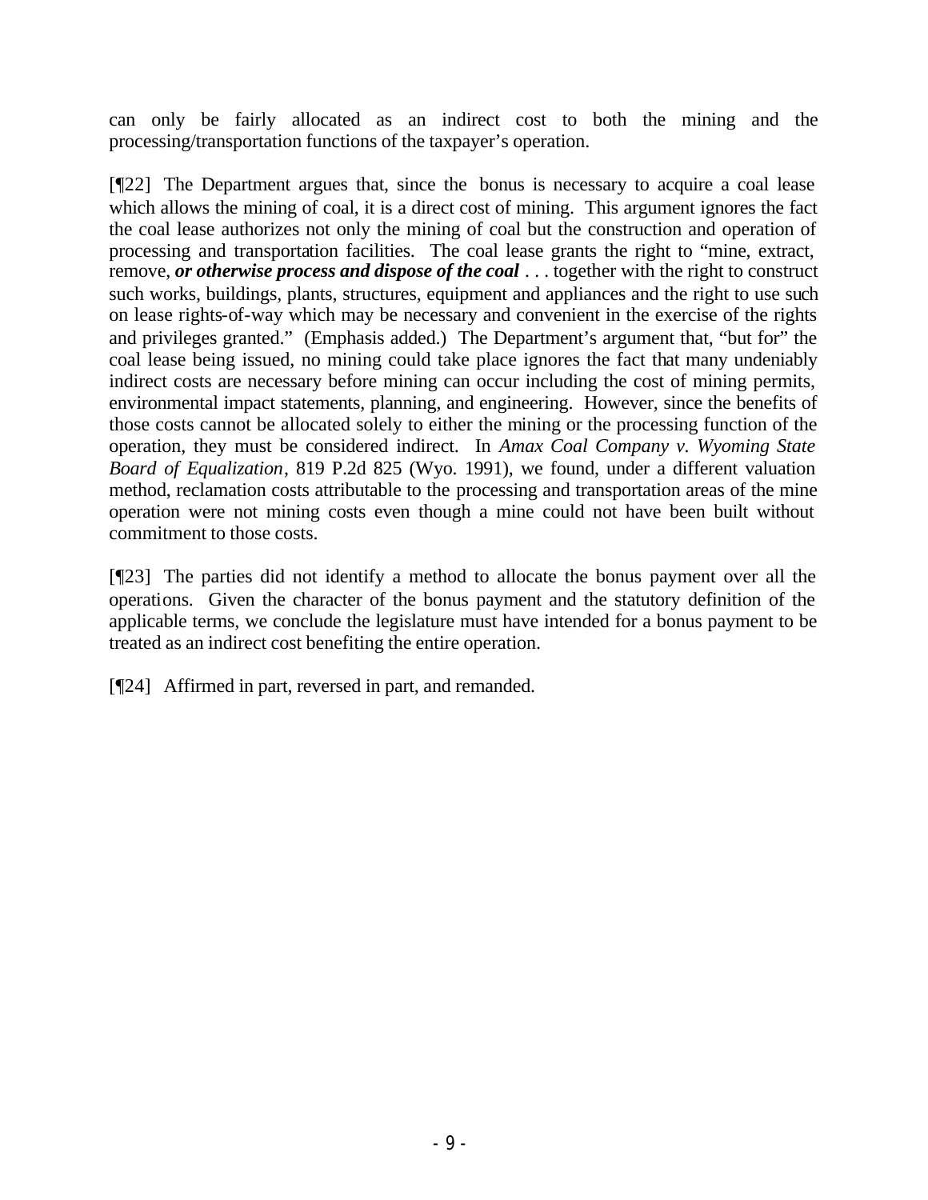can only be fairly allocated as an indirect cost to both the mining and the processing/transportation functions of the taxpayer's operation.

[¶22] The Department argues that, since the bonus is necessary to acquire a coal lease which allows the mining of coal, it is a direct cost of mining. This argument ignores the fact the coal lease authorizes not only the mining of coal but the construction and operation of processing and transportation facilities. The coal lease grants the right to "mine, extract, remove, ***or otherwise process and dispose of the coal*** . . . together with the right to construct such works, buildings, plants, structures, equipment and appliances and the right to use such on lease rights-of-way which may be necessary and convenient in the exercise of the rights and privileges granted." (Emphasis added.) The Department's argument that, "but for" the coal lease being issued, no mining could take place ignores the fact that many undeniably indirect costs are necessary before mining can occur including the cost of mining permits, environmental impact statements, planning, and engineering. However, since the benefits of those costs cannot be allocated solely to either the mining or the processing function of the operation, they must be considered indirect. In *Amax Coal Company v. Wyoming State Board of Equalization*, 819 P.2d 825 (Wyo. 1991), we found, under a different valuation method, reclamation costs attributable to the processing and transportation areas of the mine operation were not mining costs even though a mine could not have been built without commitment to those costs.

[¶23] The parties did not identify a method to allocate the bonus payment over all the operations. Given the character of the bonus payment and the statutory definition of the applicable terms, we conclude the legislature must have intended for a bonus payment to be treated as an indirect cost benefiting the entire operation.

[¶24] Affirmed in part, reversed in part, and remanded.